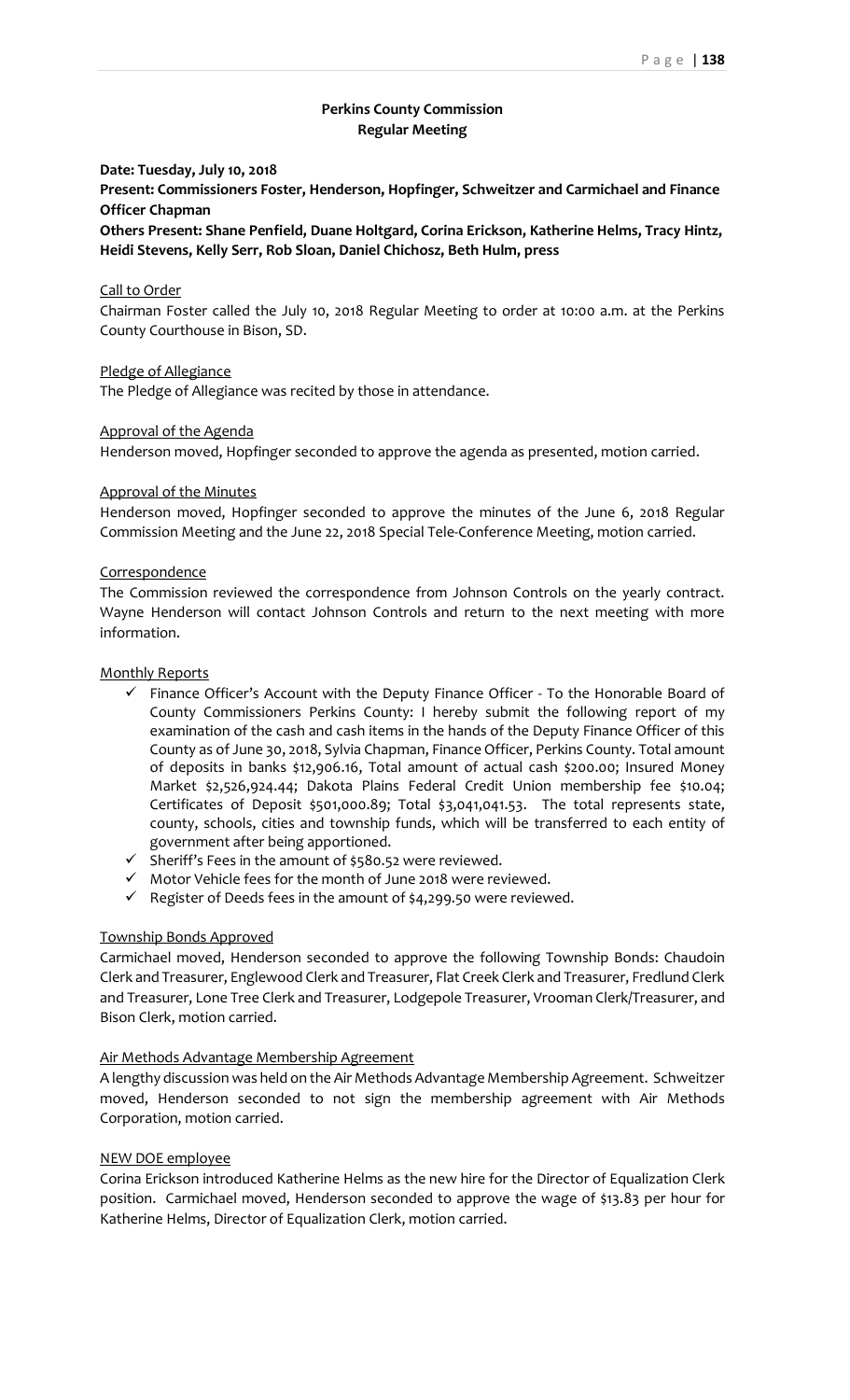**Perkins County Commission**
**Regular Meeting**

**Date: Tuesday, July 10, 2018**

**Present: Commissioners Foster, Henderson, Hopfinger, Schweitzer and Carmichael and Finance Officer Chapman**

**Others Present: Shane Penfield, Duane Holtgard, Corina Erickson, Katherine Helms, Tracy Hintz, Heidi Stevens, Kelly Serr, Rob Sloan, Daniel Chichosz, Beth Hulm, press**

Call to Order

Chairman Foster called the July 10, 2018 Regular Meeting to order at 10:00 a.m. at the Perkins County Courthouse in Bison, SD.

Pledge of Allegiance

The Pledge of Allegiance was recited by those in attendance.

Approval of the Agenda

Henderson moved, Hopfinger seconded to approve the agenda as presented, motion carried.

Approval of the Minutes

Henderson moved, Hopfinger seconded to approve the minutes of the June 6, 2018 Regular Commission Meeting and the June 22, 2018 Special Tele-Conference Meeting, motion carried.

Correspondence

The Commission reviewed the correspondence from Johnson Controls on the yearly contract. Wayne Henderson will contact Johnson Controls and return to the next meeting with more information.

Monthly Reports

- ✓ Finance Officer's Account with the Deputy Finance Officer - To the Honorable Board of County Commissioners Perkins County: I hereby submit the following report of my examination of the cash and cash items in the hands of the Deputy Finance Officer of this County as of June 30, 2018, Sylvia Chapman, Finance Officer, Perkins County. Total amount of deposits in banks $12,906.16, Total amount of actual cash $200.00; Insured Money Market $2,526,924.44; Dakota Plains Federal Credit Union membership fee $10.04; Certificates of Deposit $501,000.89; Total $3,041,041.53. The total represents state, county, schools, cities and township funds, which will be transferred to each entity of government after being apportioned.
- ✓ Sheriff's Fees in the amount of $580.52 were reviewed.
- ✓ Motor Vehicle fees for the month of June 2018 were reviewed.
- ✓ Register of Deeds fees in the amount of $4,299.50 were reviewed.

Township Bonds Approved

Carmichael moved, Henderson seconded to approve the following Township Bonds: Chaudoin Clerk and Treasurer, Englewood Clerk and Treasurer, Flat Creek Clerk and Treasurer, Fredlund Clerk and Treasurer, Lone Tree Clerk and Treasurer, Lodgepole Treasurer, Vrooman Clerk/Treasurer, and Bison Clerk, motion carried.

Air Methods Advantage Membership Agreement

A lengthy discussion was held on the Air Methods Advantage Membership Agreement. Schweitzer moved, Henderson seconded to not sign the membership agreement with Air Methods Corporation, motion carried.

NEW DOE employee

Corina Erickson introduced Katherine Helms as the new hire for the Director of Equalization Clerk position. Carmichael moved, Henderson seconded to approve the wage of $13.83 per hour for Katherine Helms, Director of Equalization Clerk, motion carried.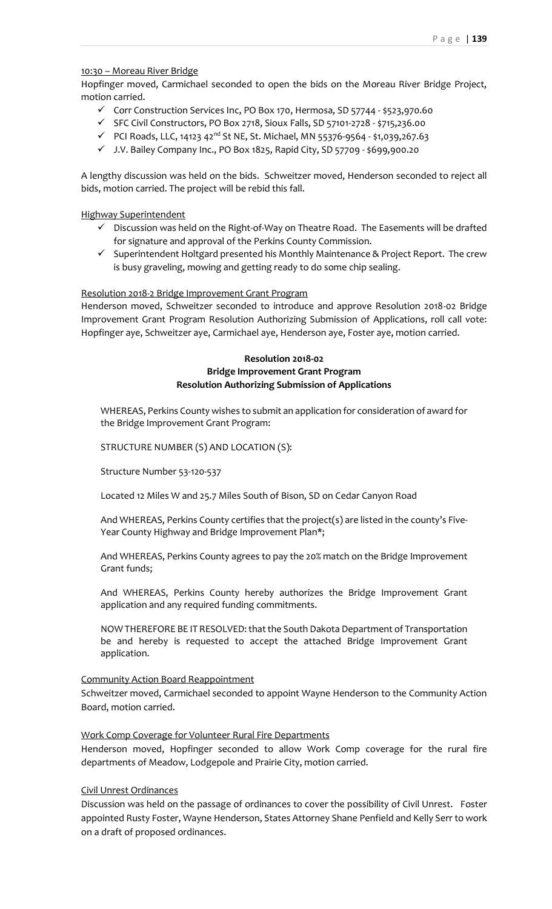10:30 – Moreau River Bridge

Hopfinger moved, Carmichael seconded to open the bids on the Moreau River Bridge Project, motion carried.

- ✓ Corr Construction Services Inc, PO Box 170, Hermosa, SD 57744 - $523,970.60
- ✓ SFC Civil Constructors, PO Box 2718, Sioux Falls, SD 57101-2728 - $715,236.00
- ✓ PCI Roads, LLC, 14123 42nd St NE, St. Michael, MN 55376-9564 - $1,039,267.63
- ✓ J.V. Bailey Company Inc., PO Box 1825, Rapid City, SD 57709 - $699,900.20

A lengthy discussion was held on the bids. Schweitzer moved, Henderson seconded to reject all bids, motion carried. The project will be rebid this fall.

Highway Superintendent

- ✓ Discussion was held on the Right-of-Way on Theatre Road. The Easements will be drafted for signature and approval of the Perkins County Commission.
- ✓ Superintendent Holtgard presented his Monthly Maintenance & Project Report. The crew is busy graveling, mowing and getting ready to do some chip sealing.

Resolution 2018-2 Bridge Improvement Grant Program

Henderson moved, Schweitzer seconded to introduce and approve Resolution 2018-02 Bridge Improvement Grant Program Resolution Authorizing Submission of Applications, roll call vote: Hopfinger aye, Schweitzer aye, Carmichael aye, Henderson aye, Foster aye, motion carried.

**Resolution 2018-02**
**Bridge Improvement Grant Program**
**Resolution Authorizing Submission of Applications**

WHEREAS, Perkins County wishes to submit an application for consideration of award for the Bridge Improvement Grant Program:

STRUCTURE NUMBER (S) AND LOCATION (S):

Structure Number 53-120-537

Located 12 Miles W and 25.7 Miles South of Bison, SD on Cedar Canyon Road

And WHEREAS, Perkins County certifies that the project(s) are listed in the county's Five-Year County Highway and Bridge Improvement Plan*;

And WHEREAS, Perkins County agrees to pay the 20% match on the Bridge Improvement Grant funds;

And WHEREAS, Perkins County hereby authorizes the Bridge Improvement Grant application and any required funding commitments.

NOW THEREFORE BE IT RESOLVED: that the South Dakota Department of Transportation be and hereby is requested to accept the attached Bridge Improvement Grant application.

Community Action Board Reappointment

Schweitzer moved, Carmichael seconded to appoint Wayne Henderson to the Community Action Board, motion carried.

Work Comp Coverage for Volunteer Rural Fire Departments

Henderson moved, Hopfinger seconded to allow Work Comp coverage for the rural fire departments of Meadow, Lodgepole and Prairie City, motion carried.

Civil Unrest Ordinances

Discussion was held on the passage of ordinances to cover the possibility of Civil Unrest. Foster appointed Rusty Foster, Wayne Henderson, States Attorney Shane Penfield and Kelly Serr to work on a draft of proposed ordinances.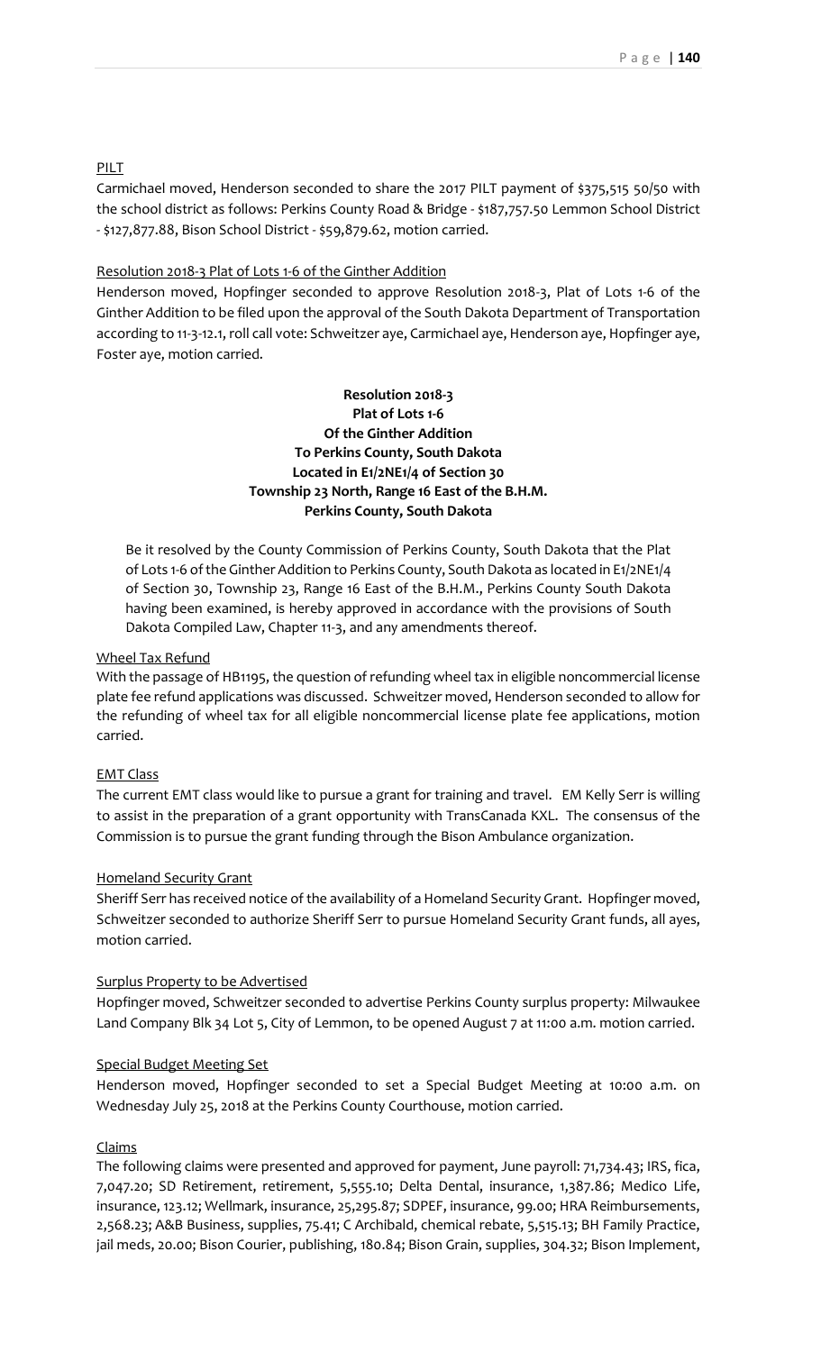PILT

Carmichael moved, Henderson seconded to share the 2017 PILT payment of $375,515 50/50 with the school district as follows: Perkins County Road & Bridge - $187,757.50 Lemmon School District - $127,877.88, Bison School District - $59,879.62, motion carried.

Resolution 2018-3 Plat of Lots 1-6 of the Ginther Addition

Henderson moved, Hopfinger seconded to approve Resolution 2018-3, Plat of Lots 1-6 of the Ginther Addition to be filed upon the approval of the South Dakota Department of Transportation according to 11-3-12.1, roll call vote: Schweitzer aye, Carmichael aye, Henderson aye, Hopfinger aye, Foster aye, motion carried.

**Resolution 2018-3**
**Plat of Lots 1-6**
**Of the Ginther Addition**
**To Perkins County, South Dakota**
**Located in E1/2NE1/4 of Section 30**
**Township 23 North, Range 16 East of the B.H.M.**
**Perkins County, South Dakota**

Be it resolved by the County Commission of Perkins County, South Dakota that the Plat of Lots 1-6 of the Ginther Addition to Perkins County, South Dakota as located in E1/2NE1/4 of Section 30, Township 23, Range 16 East of the B.H.M., Perkins County South Dakota having been examined, is hereby approved in accordance with the provisions of South Dakota Compiled Law, Chapter 11-3, and any amendments thereof.

Wheel Tax Refund

With the passage of HB1195, the question of refunding wheel tax in eligible noncommercial license plate fee refund applications was discussed. Schweitzer moved, Henderson seconded to allow for the refunding of wheel tax for all eligible noncommercial license plate fee applications, motion carried.

EMT Class

The current EMT class would like to pursue a grant for training and travel. EM Kelly Serr is willing to assist in the preparation of a grant opportunity with TransCanada KXL. The consensus of the Commission is to pursue the grant funding through the Bison Ambulance organization.

Homeland Security Grant

Sheriff Serr has received notice of the availability of a Homeland Security Grant. Hopfinger moved, Schweitzer seconded to authorize Sheriff Serr to pursue Homeland Security Grant funds, all ayes, motion carried.

Surplus Property to be Advertised

Hopfinger moved, Schweitzer seconded to advertise Perkins County surplus property: Milwaukee Land Company Blk 34 Lot 5, City of Lemmon, to be opened August 7 at 11:00 a.m. motion carried.

Special Budget Meeting Set

Henderson moved, Hopfinger seconded to set a Special Budget Meeting at 10:00 a.m. on Wednesday July 25, 2018 at the Perkins County Courthouse, motion carried.

Claims

The following claims were presented and approved for payment, June payroll: 71,734.43; IRS, fica, 7,047.20; SD Retirement, retirement, 5,555.10; Delta Dental, insurance, 1,387.86; Medico Life, insurance, 123.12; Wellmark, insurance, 25,295.87; SDPEF, insurance, 99.00; HRA Reimbursements, 2,568.23; A&B Business, supplies, 75.41; C Archibald, chemical rebate, 5,515.13; BH Family Practice, jail meds, 20.00; Bison Courier, publishing, 180.84; Bison Grain, supplies, 304.32; Bison Implement,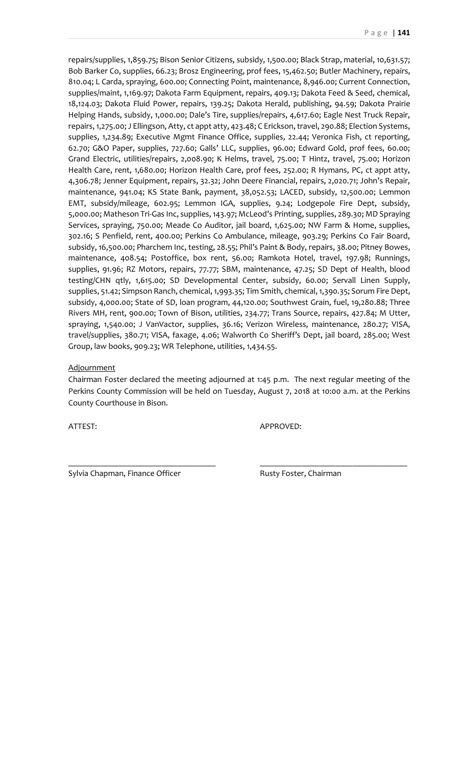repairs/supplies, 1,859.75; Bison Senior Citizens, subsidy, 1,500.00; Black Strap, material, 10,631.57; Bob Barker Co, supplies, 66.23; Brosz Engineering, prof fees, 15,462.50; Butler Machinery, repairs, 810.04; L Carda, spraying, 600.00; Connecting Point, maintenance, 8,946.00; Current Connection, supplies/maint, 1,169.97; Dakota Farm Equipment, repairs, 409.13; Dakota Feed & Seed, chemical, 18,124.03; Dakota Fluid Power, repairs, 139.25; Dakota Herald, publishing, 94.59; Dakota Prairie Helping Hands, subsidy, 1,000.00; Dale's Tire, supplies/repairs, 4,617.60; Eagle Nest Truck Repair, repairs, 1,275.00; J Ellingson, Atty, ct appt atty, 423.48; C Erickson, travel, 290.88; Election Systems, supplies, 1,234.89; Executive Mgmt Finance Office, supplies, 22.44; Veronica Fish, ct reporting, 62.70; G&O Paper, supplies, 727.60; Galls' LLC, supplies, 96.00; Edward Gold, prof fees, 60.00; Grand Electric, utilities/repairs, 2,008.90; K Helms, travel, 75.00; T Hintz, travel, 75.00; Horizon Health Care, rent, 1,680.00; Horizon Health Care, prof fees, 252.00; R Hymans, PC, ct appt atty, 4,306.78; Jenner Equipment, repairs, 32.32; John Deere Financial, repairs, 2,020.71; John's Repair, maintenance, 941.04; KS State Bank, payment, 38,052.53; LACED, subsidy, 12,500.00; Lemmon EMT, subsidy/mileage, 602.95; Lemmon IGA, supplies, 9.24; Lodgepole Fire Dept, subsidy, 5,000.00; Matheson Tri-Gas Inc, supplies, 143.97; McLeod's Printing, supplies, 289.30; MD Spraying Services, spraying, 750.00; Meade Co Auditor, jail board, 1,625.00; NW Farm & Home, supplies, 302.16; S Penfield, rent, 400.00; Perkins Co Ambulance, mileage, 903.29; Perkins Co Fair Board, subsidy, 16,500.00; Pharchem Inc, testing, 28.55; Phil's Paint & Body, repairs, 38.00; Pitney Bowes, maintenance, 408.54; Postoffice, box rent, 56.00; Ramkota Hotel, travel, 197.98; Runnings, supplies, 91.96; RZ Motors, repairs, 77.77; SBM, maintenance, 47.25; SD Dept of Health, blood testing/CHN qtly, 1,615.00; SD Developmental Center, subsidy, 60.00; Servall Linen Supply, supplies, 51.42; Simpson Ranch, chemical, 1,993.35; Tim Smith, chemical, 1,390.35; Sorum Fire Dept, subsidy, 4,000.00; State of SD, loan program, 44,120.00; Southwest Grain, fuel, 19,280.88; Three Rivers MH, rent, 900.00; Town of Bison, utilities, 234.77; Trans Source, repairs, 427.84; M Utter, spraying, 1,540.00; J VanVactor, supplies, 36.16; Verizon Wireless, maintenance, 280.27; VISA, travel/supplies, 380.71; VISA, faxage, 4.06; Walworth Co Sheriff's Dept, jail board, 285.00; West Group, law books, 909.23; WR Telephone, utilities, 1,434.55.

Adjournment

Chairman Foster declared the meeting adjourned at 1:45 p.m. The next regular meeting of the Perkins County Commission will be held on Tuesday, August 7, 2018 at 10:00 a.m. at the Perkins County Courthouse in Bison.

ATTEST: APPROVED:

___________________________________ ___________________________________

Sylvia Chapman, Finance Officer Rusty Foster, Chairman